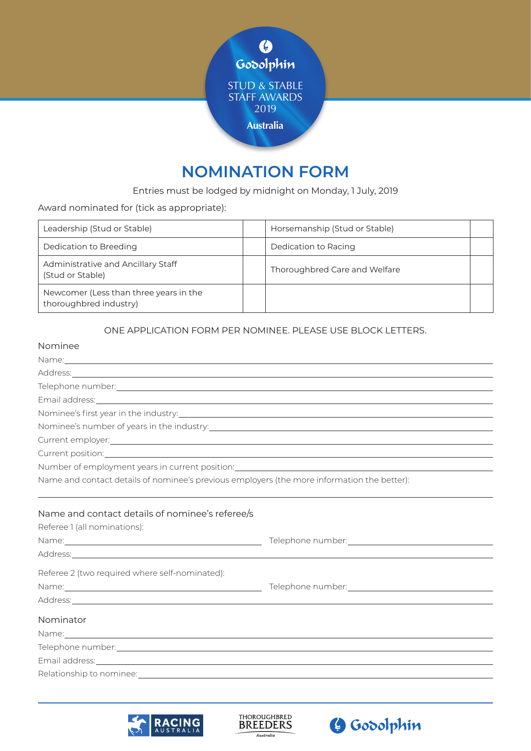Godolphin

STUD & STABLE STAFF AWARDS 2019

Australia

# NOMINATION FORM

Entries must be lodged by midnight on Monday, 1 July, 2019

Award nominated for (tick as appropriate):

| | | | |
|---|---|---|---|
| Leadership (Stud or Stable) | | Horsemanship (Stud or Stable) | |
| Dedication to Breeding | | Dedication to Racing | |
| Administrative and Ancillary Staff (Stud or Stable) | | Thoroughbred Care and Welfare | |
| Newcomer (Less than three years in the thoroughbred industry) | | | |

ONE APPLICATION FORM PER NOMINEE. PLEASE USE BLOCK LETTERS.

## Nominee

Name:

Address:

Telephone number:

Email address:

Nominee's first year in the industry:

Nominee's number of years in the industry:

Current employer:

Current position:

Number of employment years in current position:

Name and contact details of nominee's previous employers (the more information the better):

## Name and contact details of nominee's referee/s

Referee 1 (all nominations):

Name: Telephone number:

Address:

Referee 2 (two required where self-nominated):

Name: Telephone number:

Address:

## Nominator

Name:

Telephone number:

Email address:

Relationship to nominee:

RACING AUSTRALIA | THOROUGHBRED BREEDERS Australia | Godolphin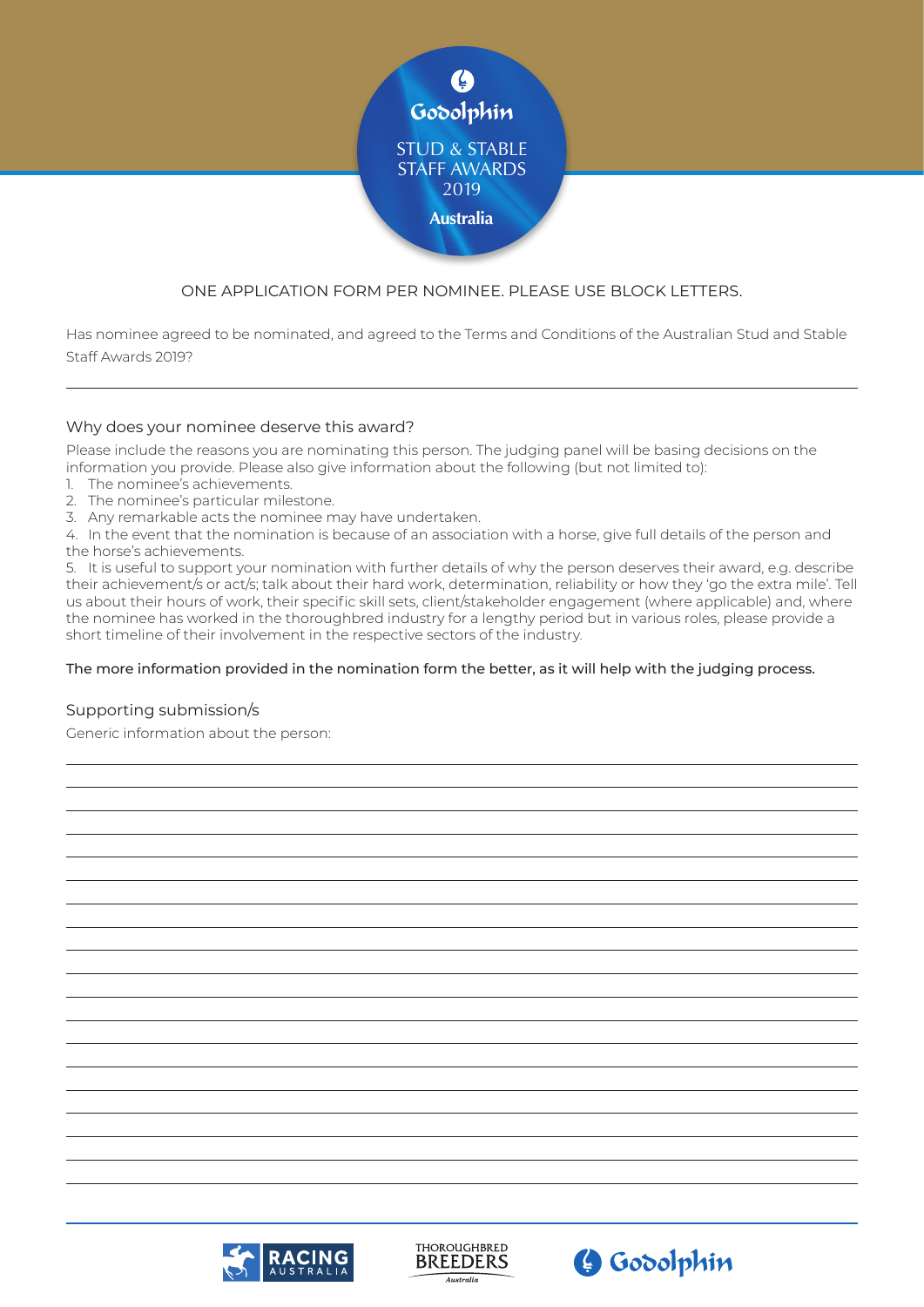Godolphin

STUD & STABLE STAFF AWARDS 2019

Australia

ONE APPLICATION FORM PER NOMINEE. PLEASE USE BLOCK LETTERS.

Has nominee agreed to be nominated, and agreed to the Terms and Conditions of the Australian Stud and Stable Staff Awards 2019?

## Why does your nominee deserve this award?

Please include the reasons you are nominating this person. The judging panel will be basing decisions on the information you provide. Please also give information about the following (but not limited to):

1. The nominee's achievements.
2. The nominee's particular milestone.
3. Any remarkable acts the nominee may have undertaken.
4. In the event that the nomination is because of an association with a horse, give full details of the person and the horse's achievements.
5. It is useful to support your nomination with further details of why the person deserves their award, e.g. describe their achievement/s or act/s; talk about their hard work, determination, reliability or how they 'go the extra mile'. Tell us about their hours of work, their specific skill sets, client/stakeholder engagement (where applicable) and, where the nominee has worked in the thoroughbred industry for a lengthy period but in various roles, please provide a short timeline of their involvement in the respective sectors of the industry.

The more information provided in the nomination form the better, as it will help with the judging process.

## Supporting submission/s

Generic information about the person:

RACING AUSTRALIA | THOROUGHBRED BREEDERS Australia | Godolphin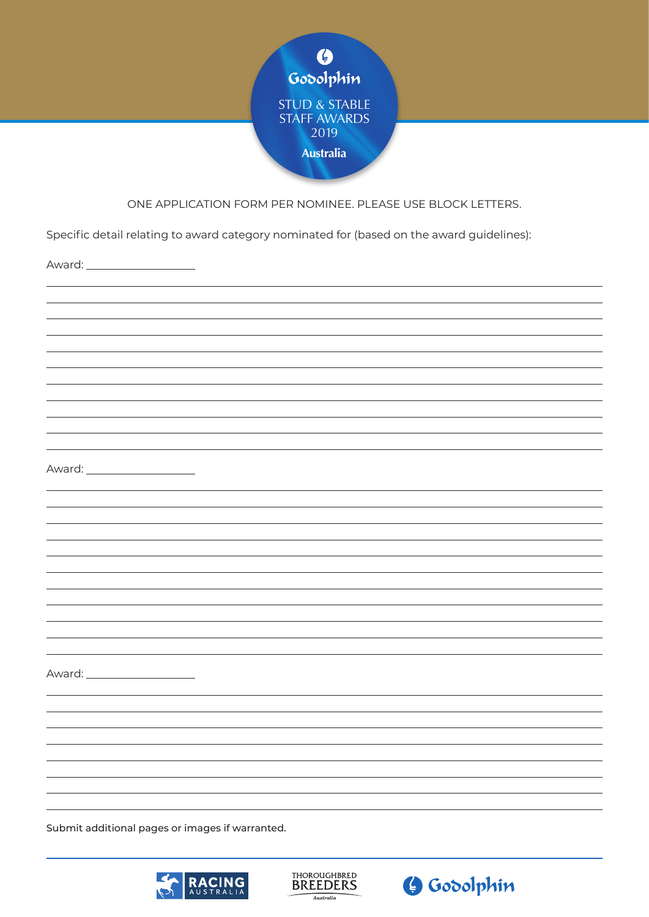Godolphin

STUD & STABLE STAFF AWARDS 2019

Australia

ONE APPLICATION FORM PER NOMINEE. PLEASE USE BLOCK LETTERS.

Specific detail relating to award category nominated for (based on the award guidelines):

Award: ____________________

Award: ____________________

Award: ____________________

Submit additional pages or images if warranted.

RACING AUSTRALIA    THOROUGHBRED BREEDERS Australia    Godolphin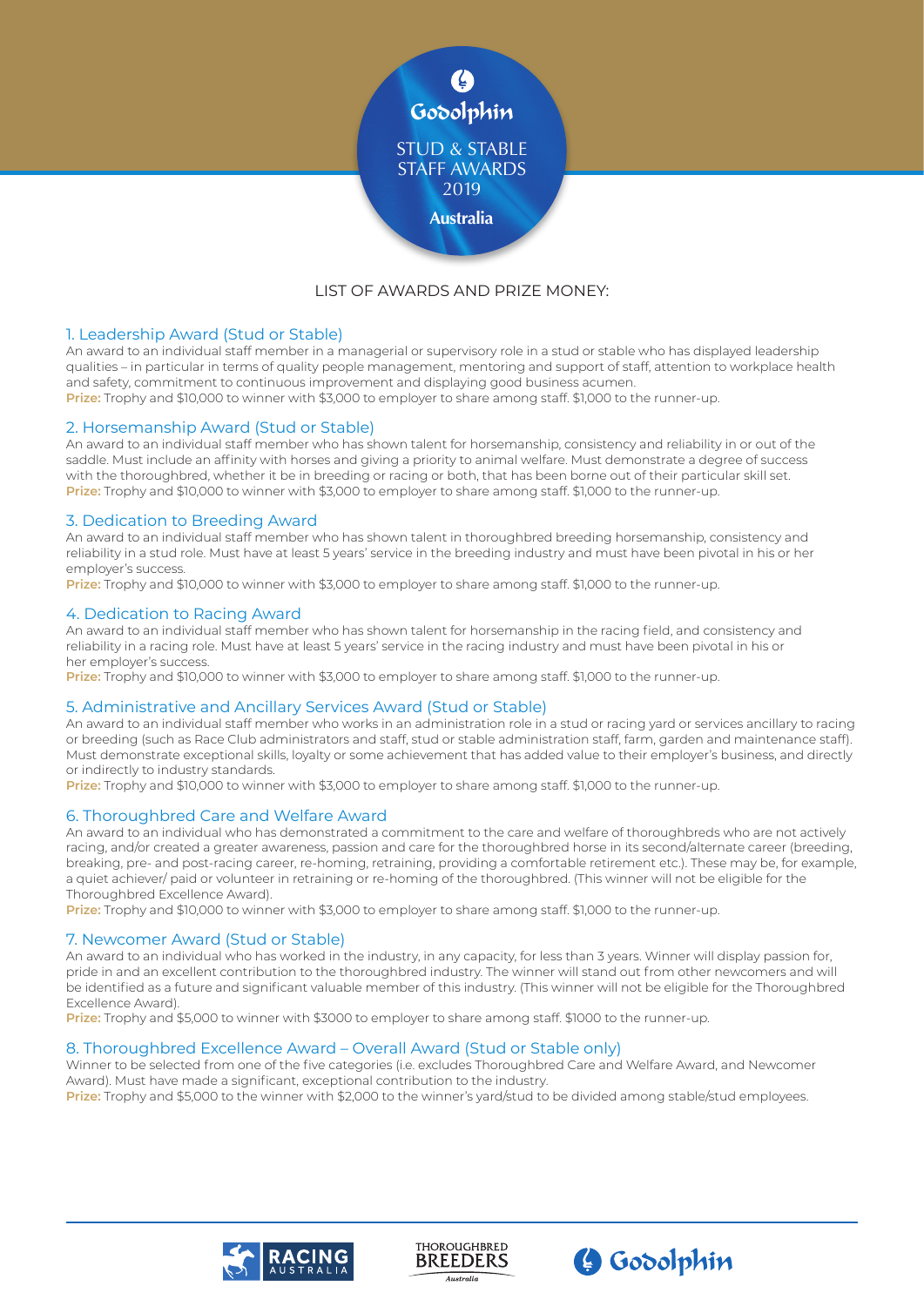Godolphin

STUD & STABLE STAFF AWARDS 2019

Australia

## LIST OF AWARDS AND PRIZE MONEY:

### 1. Leadership Award (Stud or Stable)

An award to an individual staff member in a managerial or supervisory role in a stud or stable who has displayed leadership qualities – in particular in terms of quality people management, mentoring and support of staff, attention to workplace health and safety, commitment to continuous improvement and displaying good business acumen.

**Prize:** Trophy and $10,000 to winner with $3,000 to employer to share among staff. $1,000 to the runner-up.

### 2. Horsemanship Award (Stud or Stable)

An award to an individual staff member who has shown talent for horsemanship, consistency and reliability in or out of the saddle. Must include an affinity with horses and giving a priority to animal welfare. Must demonstrate a degree of success with the thoroughbred, whether it be in breeding or racing or both, that has been borne out of their particular skill set.

**Prize:** Trophy and $10,000 to winner with $3,000 to employer to share among staff. $1,000 to the runner-up.

### 3. Dedication to Breeding Award

An award to an individual staff member who has shown talent in thoroughbred breeding horsemanship, consistency and reliability in a stud role. Must have at least 5 years' service in the breeding industry and must have been pivotal in his or her employer's success.

**Prize:** Trophy and $10,000 to winner with $3,000 to employer to share among staff. $1,000 to the runner-up.

### 4. Dedication to Racing Award

An award to an individual staff member who has shown talent for horsemanship in the racing field, and consistency and reliability in a racing role. Must have at least 5 years' service in the racing industry and must have been pivotal in his or her employer's success.

**Prize:** Trophy and $10,000 to winner with $3,000 to employer to share among staff. $1,000 to the runner-up.

### 5. Administrative and Ancillary Services Award (Stud or Stable)

An award to an individual staff member who works in an administration role in a stud or racing yard or services ancillary to racing or breeding (such as Race Club administrators and staff, stud or stable administration staff, farm, garden and maintenance staff). Must demonstrate exceptional skills, loyalty or some achievement that has added value to their employer's business, and directly or indirectly to industry standards.

**Prize:** Trophy and $10,000 to winner with $3,000 to employer to share among staff. $1,000 to the runner-up.

### 6. Thoroughbred Care and Welfare Award

An award to an individual who has demonstrated a commitment to the care and welfare of thoroughbreds who are not actively racing, and/or created a greater awareness, passion and care for the thoroughbred horse in its second/alternate career (breeding, breaking, pre- and post-racing career, re-homing, retraining, providing a comfortable retirement etc.). These may be, for example, a quiet achiever/ paid or volunteer in retraining or re-homing of the thoroughbred. (This winner will not be eligible for the Thoroughbred Excellence Award).

**Prize:** Trophy and $10,000 to winner with $3,000 to employer to share among staff. $1,000 to the runner-up.

### 7. Newcomer Award (Stud or Stable)

An award to an individual who has worked in the industry, in any capacity, for less than 3 years. Winner will display passion for, pride in and an excellent contribution to the thoroughbred industry. The winner will stand out from other newcomers and will be identified as a future and significant valuable member of this industry. (This winner will not be eligible for the Thoroughbred Excellence Award).

**Prize:** Trophy and $5,000 to winner with $3000 to employer to share among staff. $1000 to the runner-up.

### 8. Thoroughbred Excellence Award – Overall Award (Stud or Stable only)

Winner to be selected from one of the five categories (i.e. excludes Thoroughbred Care and Welfare Award, and Newcomer Award). Must have made a significant, exceptional contribution to the industry.

**Prize:** Trophy and $5,000 to the winner with $2,000 to the winner's yard/stud to be divided among stable/stud employees.

RACING AUSTRALIA | THOROUGHBRED BREEDERS Australia | Godolphin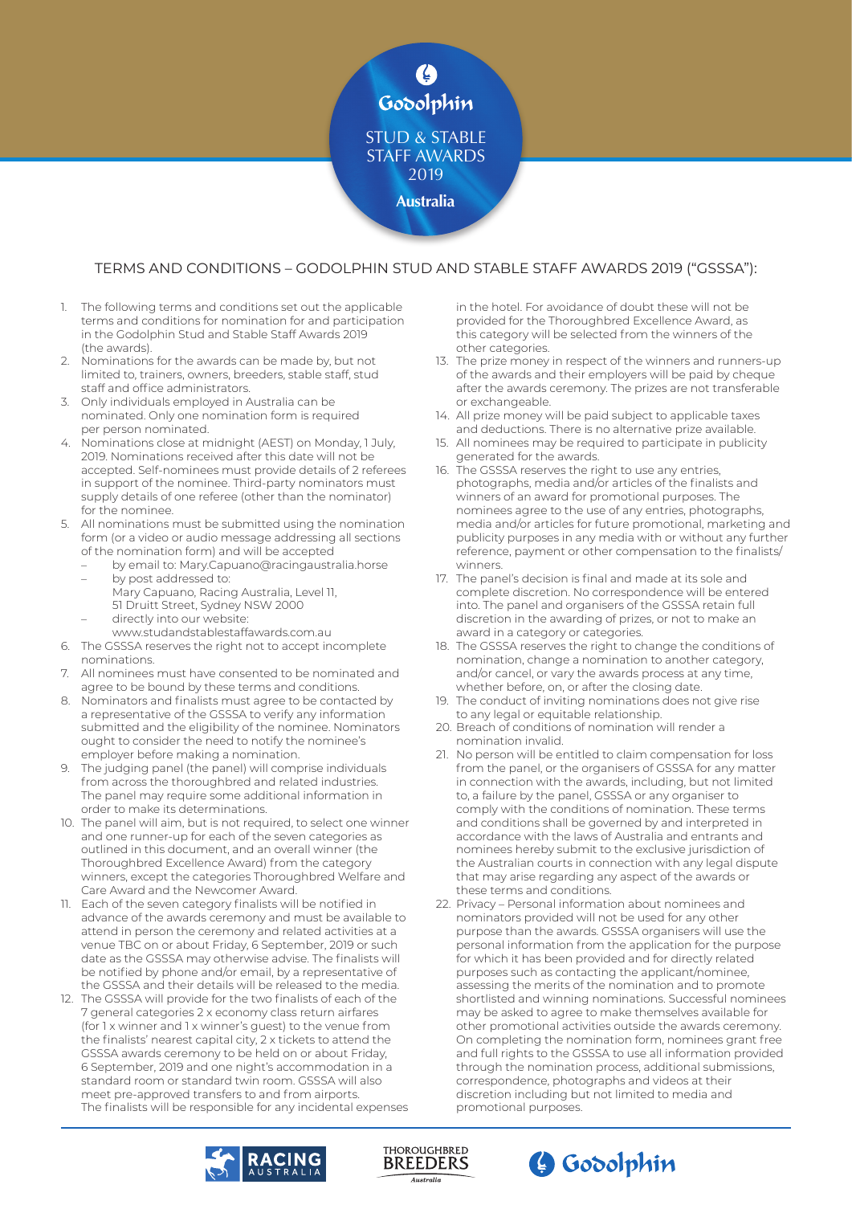Godolphin

STUD & STABLE STAFF AWARDS 2019

Australia

# TERMS AND CONDITIONS – GODOLPHIN STUD AND STABLE STAFF AWARDS 2019 ("GSSSA"):

1. The following terms and conditions set out the applicable terms and conditions for nomination for and participation in the Godolphin Stud and Stable Staff Awards 2019 (the awards).
2. Nominations for the awards can be made by, but not limited to, trainers, owners, breeders, stable staff, stud staff and office administrators.
3. Only individuals employed in Australia can be nominated. Only one nomination form is required per person nominated.
4. Nominations close at midnight (AEST) on Monday, 1 July, 2019. Nominations received after this date will not be accepted. Self-nominees must provide details of 2 referees in support of the nominee. Third-party nominators must supply details of one referee (other than the nominator) for the nominee.
5. All nominations must be submitted using the nomination form (or a video or audio message addressing all sections of the nomination form) and will be accepted
   - by email to: Mary.Capuano@racingaustralia.horse
   - by post addressed to: Mary Capuano, Racing Australia, Level 11, 51 Druitt Street, Sydney NSW 2000
   - directly into our website: www.studandstablestaffawards.com.au
6. The GSSSA reserves the right not to accept incomplete nominations.
7. All nominees must have consented to be nominated and agree to be bound by these terms and conditions.
8. Nominators and finalists must agree to be contacted by a representative of the GSSSA to verify any information submitted and the eligibility of the nominee. Nominators ought to consider the need to notify the nominee's employer before making a nomination.
9. The judging panel (the panel) will comprise individuals from across the thoroughbred and related industries. The panel may require some additional information in order to make its determinations.
10. The panel will aim, but is not required, to select one winner and one runner-up for each of the seven categories as outlined in this document, and an overall winner (the Thoroughbred Excellence Award) from the category winners, except the categories Thoroughbred Welfare and Care Award and the Newcomer Award.
11. Each of the seven category finalists will be notified in advance of the awards ceremony and must be available to attend in person the ceremony and related activities at a venue TBC on or about Friday, 6 September, 2019 or such date as the GSSSA may otherwise advise. The finalists will be notified by phone and/or email, by a representative of the GSSSA and their details will be released to the media.
12. The GSSSA will provide for the two finalists of each of the 7 general categories 2 x economy class return airfares (for 1 x winner and 1 x winner's guest) to the venue from the finalists' nearest capital city, 2 x tickets to attend the GSSSA awards ceremony to be held on or about Friday, 6 September, 2019 and one night's accommodation in a standard room or standard twin room. GSSSA will also meet pre-approved transfers to and from airports. The finalists will be responsible for any incidental expenses in the hotel. For avoidance of doubt these will not be provided for the Thoroughbred Excellence Award, as this category will be selected from the winners of the other categories.
13. The prize money in respect of the winners and runners-up of the awards and their employers will be paid by cheque after the awards ceremony. The prizes are not transferable or exchangeable.
14. All prize money will be paid subject to applicable taxes and deductions. There is no alternative prize available.
15. All nominees may be required to participate in publicity generated for the awards.
16. The GSSSA reserves the right to use any entries, photographs, media and/or articles of the finalists and winners of an award for promotional purposes. The nominees agree to the use of any entries, photographs, media and/or articles for future promotional, marketing and publicity purposes in any media with or without any further reference, payment or other compensation to the finalists/winners.
17. The panel's decision is final and made at its sole and complete discretion. No correspondence will be entered into. The panel and organisers of the GSSSA retain full discretion in the awarding of prizes, or not to make an award in a category or categories.
18. The GSSSA reserves the right to change the conditions of nomination, change a nomination to another category, and/or cancel, or vary the awards process at any time, whether before, on, or after the closing date.
19. The conduct of inviting nominations does not give rise to any legal or equitable relationship.
20. Breach of conditions of nomination will render a nomination invalid.
21. No person will be entitled to claim compensation for loss from the panel, or the organisers of GSSSA for any matter in connection with the awards, including, but not limited to, a failure by the panel, GSSSA or any organiser to comply with the conditions of nomination. These terms and conditions shall be governed by and interpreted in accordance with the laws of Australia and entrants and nominees hereby submit to the exclusive jurisdiction of the Australian courts in connection with any legal dispute that may arise regarding any aspect of the awards or these terms and conditions.
22. Privacy – Personal information about nominees and nominators provided will not be used for any other purpose than the awards. GSSSA organisers will use the personal information from the application for the purpose for which it has been provided and for directly related purposes such as contacting the applicant/nominee, assessing the merits of the nomination and to promote shortlisted and winning nominations. Successful nominees may be asked to agree to make themselves available for other promotional activities outside the awards ceremony. On completing the nomination form, nominees grant free and full rights to the GSSSA to use all information provided through the nomination process, additional submissions, correspondence, photographs and videos at their discretion including but not limited to media and promotional purposes.

RACING AUSTRALIA

THOROUGHBRED BREEDERS Australia

Godolphin